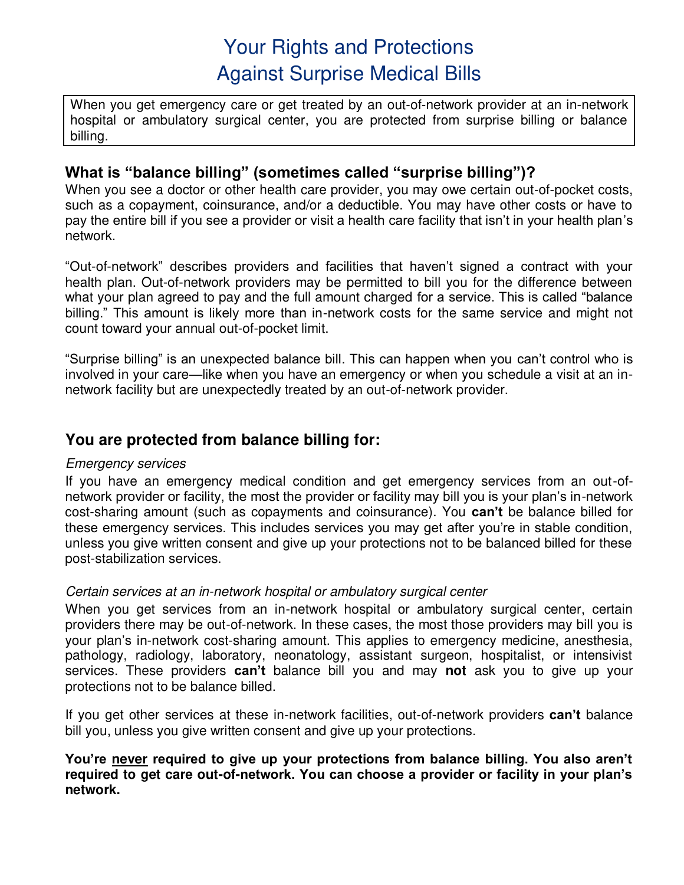# Your Rights and Protections Against Surprise Medical Bills

When you get emergency care or get treated by an out-of-network provider at an in-network hospital or ambulatory surgical center, you are protected from surprise billing or balance billing.

## What is "balance billing" (sometimes called "surprise billing")?

When you see a doctor or other health care provider, you may owe certain out-of-pocket costs, such as a copayment, coinsurance, and/or a deductible. You may have other costs or have to pay the entire bill if you see a provider or visit a health care facility that isn't in your health plan's network.

"Out-of-network" describes providers and facilities that haven't signed a contract with your health plan. Out-of-network providers may be permitted to bill you for the difference between what your plan agreed to pay and the full amount charged for a service. This is called "balance billing." This amount is likely more than in-network costs for the same service and might not count toward your annual out-of-pocket limit.

"Surprise billing" is an unexpected balance bill. This can happen when you can't control who is involved in your care—like when you have an emergency or when you schedule a visit at an in-network facility but are unexpectedly treated by an out-of-network provider.

## You are protected from balance billing for:

*Emergency services*

If you have an emergency medical condition and get emergency services from an out-of-network provider or facility, the most the provider or facility may bill you is your plan's in-network cost-sharing amount (such as copayments and coinsurance). You **can't** be balance billed for these emergency services. This includes services you may get after you're in stable condition, unless you give written consent and give up your protections not to be balanced billed for these post-stabilization services.

*Certain services at an in-network hospital or ambulatory surgical center*

When you get services from an in-network hospital or ambulatory surgical center, certain providers there may be out-of-network. In these cases, the most those providers may bill you is your plan's in-network cost-sharing amount. This applies to emergency medicine, anesthesia, pathology, radiology, laboratory, neonatology, assistant surgeon, hospitalist, or intensivist services. These providers **can't** balance bill you and may **not** ask you to give up your protections not to be balance billed.

If you get other services at these in-network facilities, out-of-network providers **can't** balance bill you, unless you give written consent and give up your protections.

**You're <u>never</u> required to give up your protections from balance billing. You also aren't required to get care out-of-network. You can choose a provider or facility in your plan's network.**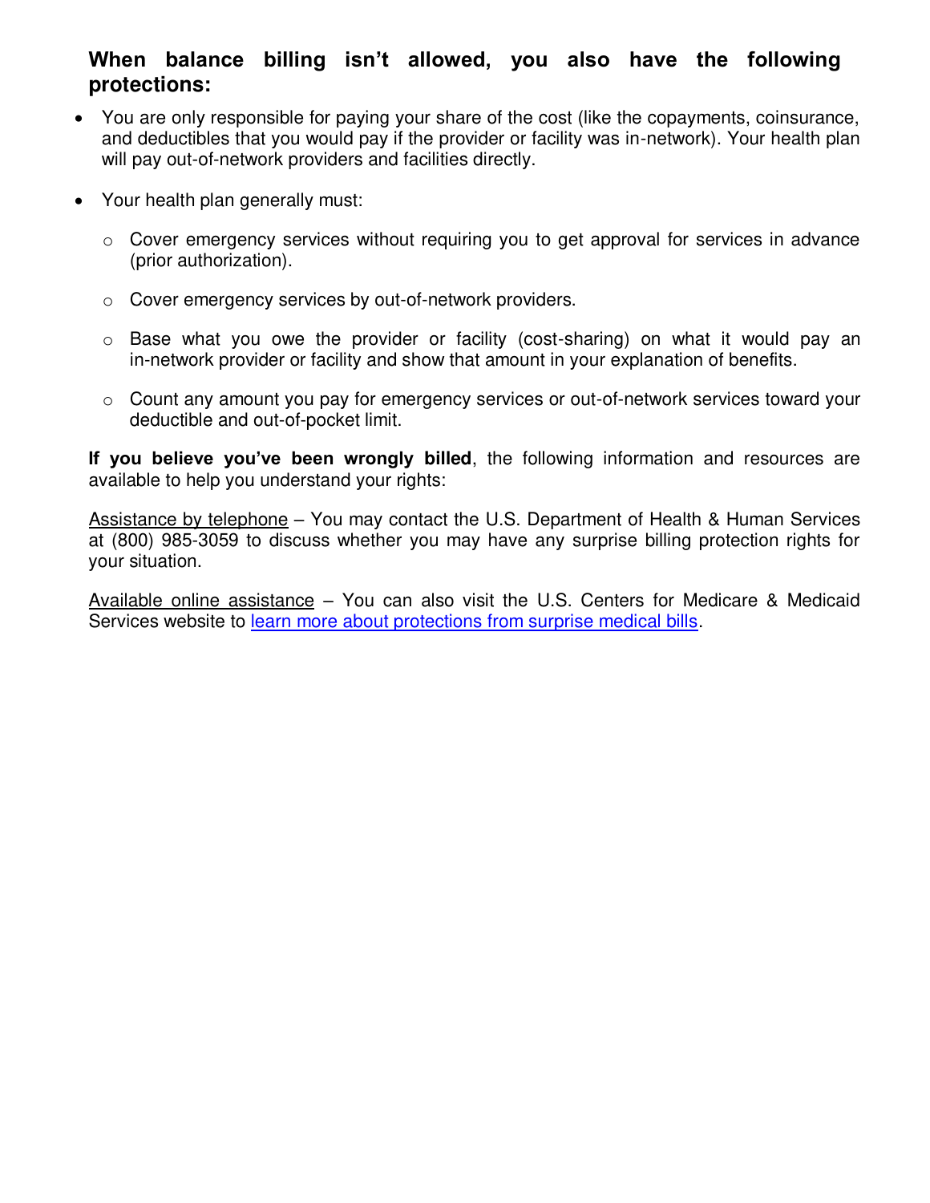**When balance billing isn't allowed, you also have the following protections:**

- You are only responsible for paying your share of the cost (like the copayments, coinsurance, and deductibles that you would pay if the provider or facility was in-network). Your health plan will pay out-of-network providers and facilities directly.

- Your health plan generally must:

  - Cover emergency services without requiring you to get approval for services in advance (prior authorization).

  - Cover emergency services by out-of-network providers.

  - Base what you owe the provider or facility (cost-sharing) on what it would pay an in-network provider or facility and show that amount in your explanation of benefits.

  - Count any amount you pay for emergency services or out-of-network services toward your deductible and out-of-pocket limit.

**If you believe you've been wrongly billed**, the following information and resources are available to help you understand your rights:

Assistance by telephone – You may contact the U.S. Department of Health & Human Services at (800) 985-3059 to discuss whether you may have any surprise billing protection rights for your situation.

Available online assistance – You can also visit the U.S. Centers for Medicare & Medicaid Services website to learn more about protections from surprise medical bills.